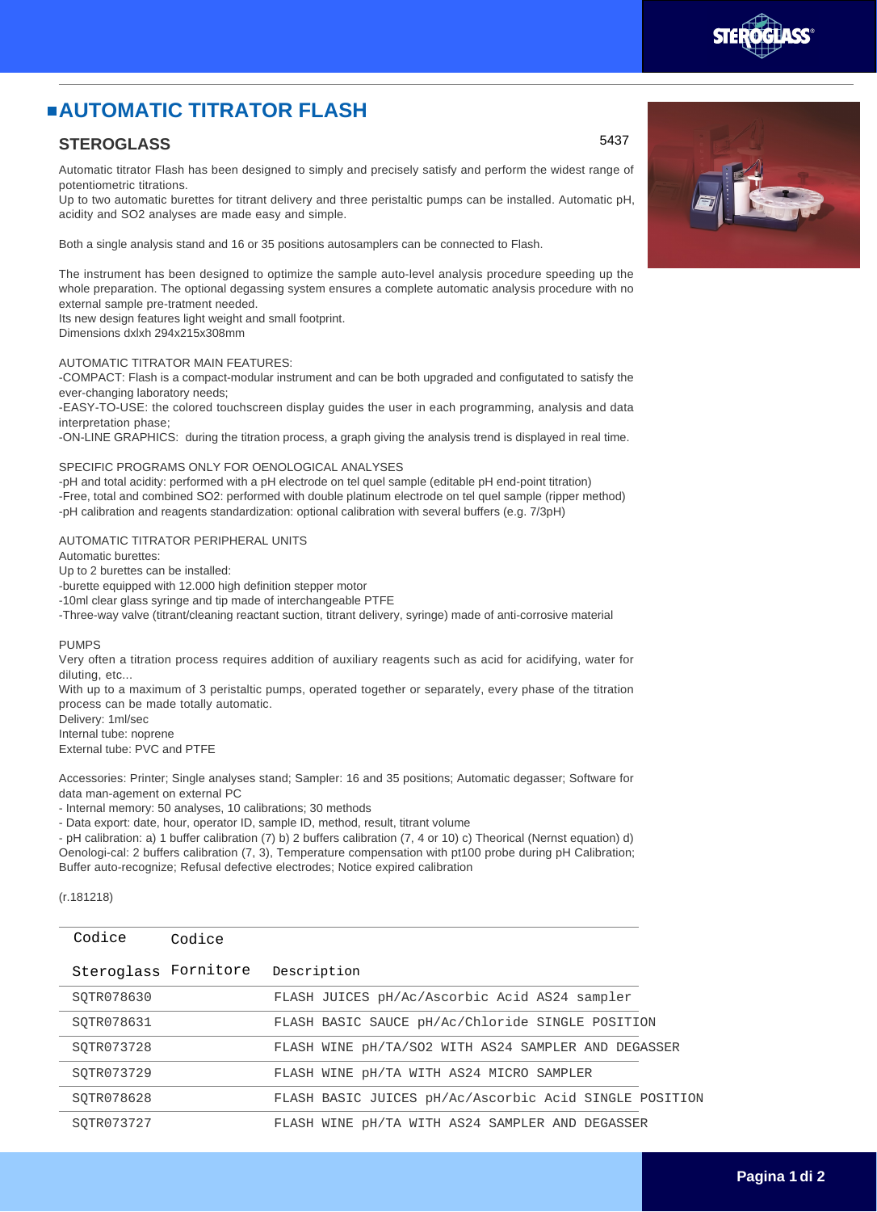# AUTOMATIC TITRATOR FLASH

## STEROGLASS

5437

Automatic titrator Flash has been designed to simply and precisely satisfy and perform the widest range of potentiometric titrations.
Up to two automatic burettes for titrant delivery and three peristaltic pumps can be installed. Automatic pH, acidity and SO2 analyses are made easy and simple.

Both a single analysis stand and 16 or 35 positions autosamplers can be connected to Flash.

The instrument has been designed to optimize the sample auto-level analysis procedure speeding up the whole preparation. The optional degassing system ensures a complete automatic analysis procedure with no external sample pre-tratment needed.
Its new design features light weight and small footprint.
Dimensions dxlxh 294x215x308mm

AUTOMATIC TITRATOR MAIN FEATURES:
-COMPACT: Flash is a compact-modular instrument and can be both upgraded and configutated to satisfy the ever-changing laboratory needs;
-EASY-TO-USE: the colored touchscreen display guides the user in each programming, analysis and data interpretation phase;
-ON-LINE GRAPHICS: during the titration process, a graph giving the analysis trend is displayed in real time.

SPECIFIC PROGRAMS ONLY FOR OENOLOGICAL ANALYSES
-pH and total acidity: performed with a pH electrode on tel quel sample (editable pH end-point titration)
-Free, total and combined SO2: performed with double platinum electrode on tel quel sample (ripper method)
-pH calibration and reagents standardization: optional calibration with several buffers (e.g. 7/3pH)

AUTOMATIC TITRATOR PERIPHERAL UNITS
Automatic burettes:
Up to 2 burettes can be installed:
-burette equipped with 12.000 high definition stepper motor
-10ml clear glass syringe and tip made of interchangeable PTFE
-Three-way valve (titrant/cleaning reactant suction, titrant delivery, syringe) made of anti-corrosive material

PUMPS
Very often a titration process requires addition of auxiliary reagents such as acid for acidifying, water for diluting, etc...
With up to a maximum of 3 peristaltic pumps, operated together or separately, every phase of the titration process can be made totally automatic.
Delivery: 1ml/sec
Internal tube: noprene
External tube: PVC and PTFE

Accessories: Printer; Single analyses stand; Sampler: 16 and 35 positions; Automatic degasser; Software for data man-agement on external PC
- Internal memory: 50 analyses, 10 calibrations; 30 methods
- Data export: date, hour, operator ID, sample ID, method, result, titrant volume
- pH calibration: a) 1 buffer calibration (7) b) 2 buffers calibration (7, 4 or 10) c) Theorical (Nernst equation) d) Oenologi-cal: 2 buffers calibration (7, 3), Temperature compensation with pt100 probe during pH Calibration; Buffer auto-recognize; Refusal defective electrodes; Notice expired calibration

(r.181218)

| Codice Steroglass | Codice Fornitore | Description |
|---|---|---|
| SQTR078630 | | FLASH JUICES pH/Ac/Ascorbic Acid AS24 sampler |
| SQTR078631 | | FLASH BASIC SAUCE pH/Ac/Chloride SINGLE POSITION |
| SQTR073728 | | FLASH WINE pH/TA/SO2 WITH AS24 SAMPLER AND DEGASSER |
| SQTR073729 | | FLASH WINE pH/TA WITH AS24 MICRO SAMPLER |
| SQTR078628 | | FLASH BASIC JUICES pH/Ac/Ascorbic Acid SINGLE POSITION |
| SQTR073727 | | FLASH WINE pH/TA WITH AS24 SAMPLER AND DEGASSER |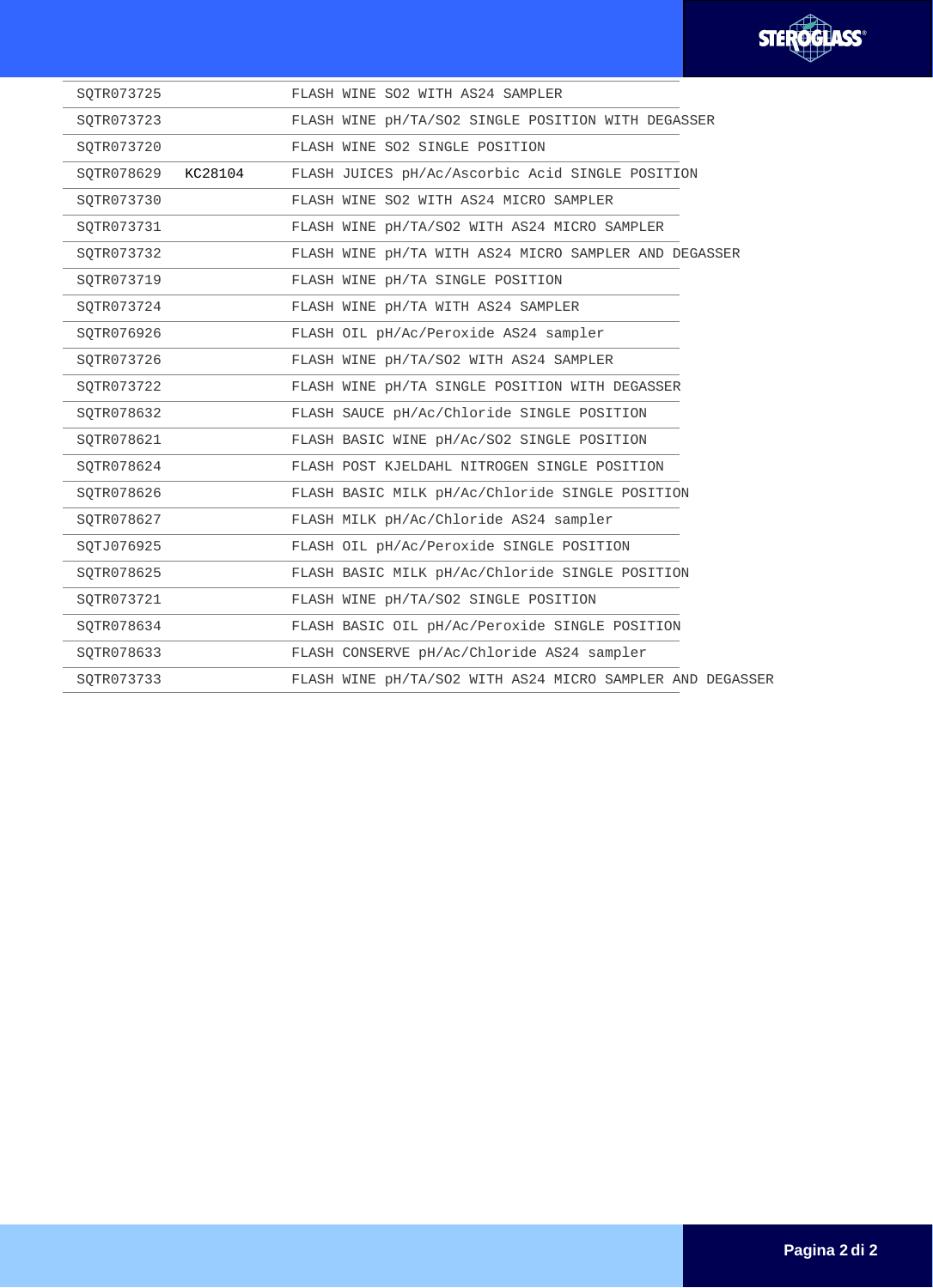| | | |
|---|---|---|
| SQTR073725 | | FLASH WINE SO2 WITH AS24 SAMPLER |
| SQTR073723 | | FLASH WINE pH/TA/SO2 SINGLE POSITION WITH DEGASSER |
| SQTR073720 | | FLASH WINE SO2 SINGLE POSITION |
| SQTR078629 | KC28104 | FLASH JUICES pH/Ac/Ascorbic Acid SINGLE POSITION |
| SQTR073730 | | FLASH WINE SO2 WITH AS24 MICRO SAMPLER |
| SQTR073731 | | FLASH WINE pH/TA/SO2 WITH AS24 MICRO SAMPLER |
| SQTR073732 | | FLASH WINE pH/TA WITH AS24 MICRO SAMPLER AND DEGASSER |
| SQTR073719 | | FLASH WINE pH/TA SINGLE POSITION |
| SQTR073724 | | FLASH WINE pH/TA WITH AS24 SAMPLER |
| SQTR076926 | | FLASH OIL pH/Ac/Peroxide AS24 sampler |
| SQTR073726 | | FLASH WINE pH/TA/SO2 WITH AS24 SAMPLER |
| SQTR073722 | | FLASH WINE pH/TA SINGLE POSITION WITH DEGASSER |
| SQTR078632 | | FLASH SAUCE pH/Ac/Chloride SINGLE POSITION |
| SQTR078621 | | FLASH BASIC WINE pH/Ac/SO2 SINGLE POSITION |
| SQTR078624 | | FLASH POST KJELDAHL NITROGEN SINGLE POSITION |
| SQTR078626 | | FLASH BASIC MILK pH/Ac/Chloride SINGLE POSITION |
| SQTR078627 | | FLASH MILK pH/Ac/Chloride AS24 sampler |
| SQTJ076925 | | FLASH OIL pH/Ac/Peroxide SINGLE POSITION |
| SQTR078625 | | FLASH BASIC MILK pH/Ac/Chloride SINGLE POSITION |
| SQTR073721 | | FLASH WINE pH/TA/SO2 SINGLE POSITION |
| SQTR078634 | | FLASH BASIC OIL pH/Ac/Peroxide SINGLE POSITION |
| SQTR078633 | | FLASH CONSERVE pH/Ac/Chloride AS24 sampler |
| SQTR073733 | | FLASH WINE pH/TA/SO2 WITH AS24 MICRO SAMPLER AND DEGASSER |